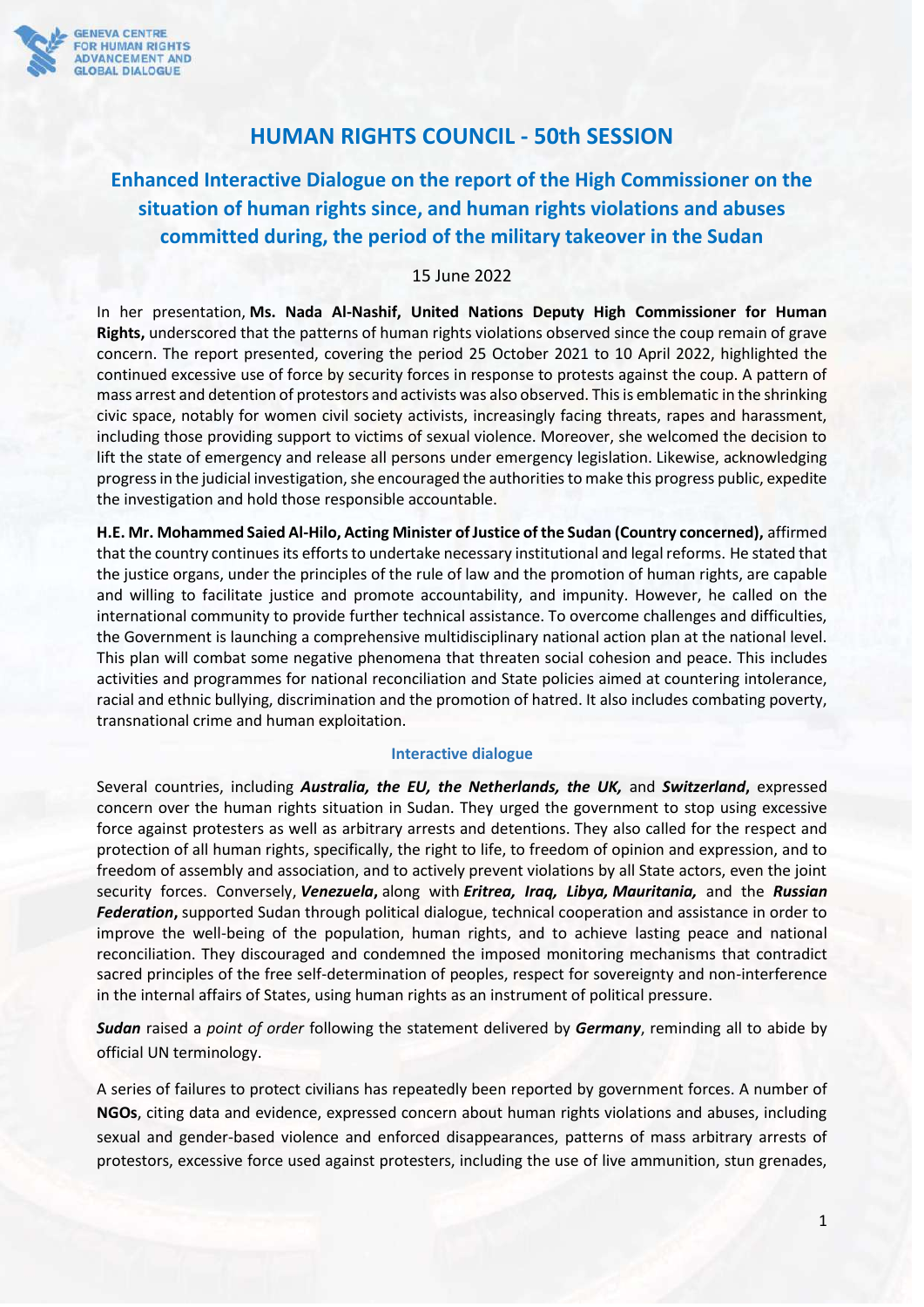# HUMAN RIGHTS COUNCIL - 50th SESSION

## Enhanced Interactive Dialogue on the report of the High Commissioner on the situation of human rights since, and human rights violations and abuses committed during, the period of the military takeover in the Sudan

15 June 2022

In her presentation, **Ms. Nada Al-Nashif, United Nations Deputy High Commissioner for Human Rights,** underscored that the patterns of human rights violations observed since the coup remain of grave concern. The report presented, covering the period 25 October 2021 to 10 April 2022, highlighted the continued excessive use of force by security forces in response to protests against the coup. A pattern of mass arrest and detention of protestors and activists was also observed. This is emblematic in the shrinking civic space, notably for women civil society activists, increasingly facing threats, rapes and harassment, including those providing support to victims of sexual violence. Moreover, she welcomed the decision to lift the state of emergency and release all persons under emergency legislation. Likewise, acknowledging progress in the judicial investigation, she encouraged the authorities to make this progress public, expedite the investigation and hold those responsible accountable.

**H.E. Mr. Mohammed Saied Al-Hilo, Acting Minister of Justice of the Sudan (Country concerned),** affirmed that the country continues its efforts to undertake necessary institutional and legal reforms. He stated that the justice organs, under the principles of the rule of law and the promotion of human rights, are capable and willing to facilitate justice and promote accountability, and impunity. However, he called on the international community to provide further technical assistance. To overcome challenges and difficulties, the Government is launching a comprehensive multidisciplinary national action plan at the national level. This plan will combat some negative phenomena that threaten social cohesion and peace. This includes activities and programmes for national reconciliation and State policies aimed at countering intolerance, racial and ethnic bullying, discrimination and the promotion of hatred. It also includes combating poverty, transnational crime and human exploitation.

### Interactive dialogue

Several countries, including ***Australia, the EU, the Netherlands, the UK,*** and ***Switzerland*****,** expressed concern over the human rights situation in Sudan. They urged the government to stop using excessive force against protesters as well as arbitrary arrests and detentions. They also called for the respect and protection of all human rights, specifically, the right to life, to freedom of opinion and expression, and to freedom of assembly and association, and to actively prevent violations by all State actors, even the joint security forces. Conversely, ***Venezuela*****,** along with ***Eritrea, Iraq, Libya, Mauritania,*** and the ***Russian Federation*****,** supported Sudan through political dialogue, technical cooperation and assistance in order to improve the well-being of the population, human rights, and to achieve lasting peace and national reconciliation. They discouraged and condemned the imposed monitoring mechanisms that contradict sacred principles of the free self-determination of peoples, respect for sovereignty and non-interference in the internal affairs of States, using human rights as an instrument of political pressure.

***Sudan*** raised a *point of order* following the statement delivered by ***Germany***, reminding all to abide by official UN terminology.

A series of failures to protect civilians has repeatedly been reported by government forces. A number of **NGOs**, citing data and evidence, expressed concern about human rights violations and abuses, including sexual and gender-based violence and enforced disappearances, patterns of mass arbitrary arrests of protestors, excessive force used against protesters, including the use of live ammunition, stun grenades,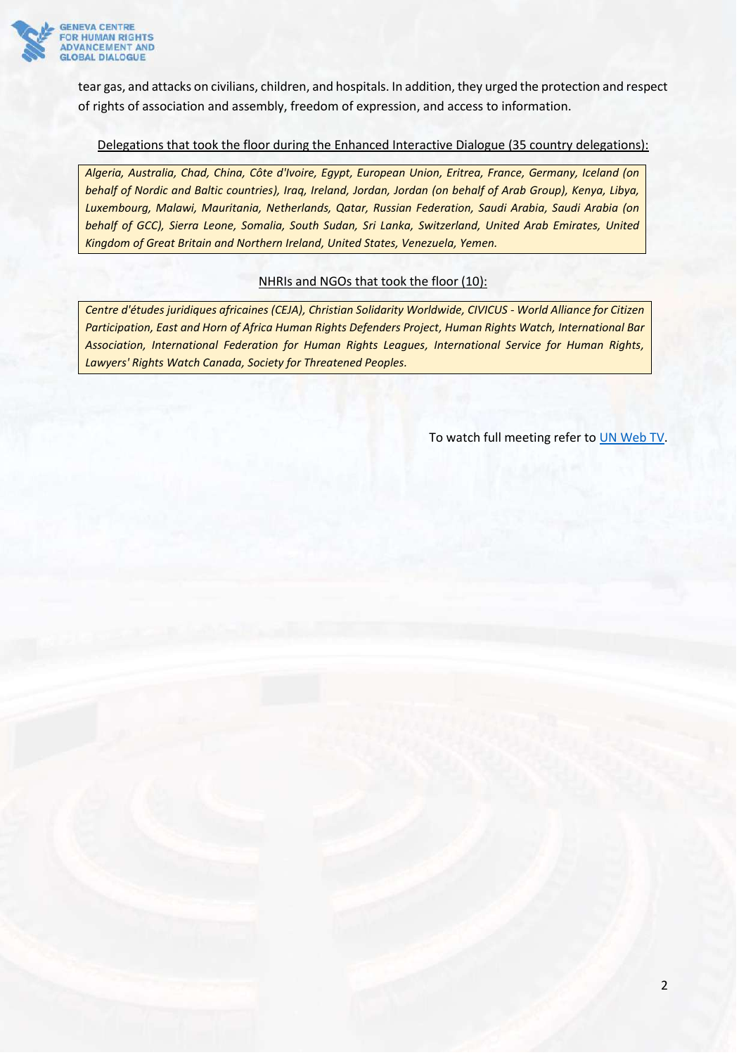tear gas, and attacks on civilians, children, and hospitals. In addition, they urged the protection and respect of rights of association and assembly, freedom of expression, and access to information.

Delegations that took the floor during the Enhanced Interactive Dialogue (35 country delegations):

*Algeria, Australia, Chad, China, Côte d'Ivoire, Egypt, European Union, Eritrea, France, Germany, Iceland (on behalf of Nordic and Baltic countries), Iraq, Ireland, Jordan, Jordan (on behalf of Arab Group), Kenya, Libya, Luxembourg, Malawi, Mauritania, Netherlands, Qatar, Russian Federation, Saudi Arabia, Saudi Arabia (on behalf of GCC), Sierra Leone, Somalia, South Sudan, Sri Lanka, Switzerland, United Arab Emirates, United Kingdom of Great Britain and Northern Ireland, United States, Venezuela, Yemen.*

NHRIs and NGOs that took the floor (10):

*Centre d'études juridiques africaines (CEJA), Christian Solidarity Worldwide, CIVICUS - World Alliance for Citizen Participation, East and Horn of Africa Human Rights Defenders Project, Human Rights Watch, International Bar Association, International Federation for Human Rights Leagues, International Service for Human Rights, Lawyers' Rights Watch Canada, Society for Threatened Peoples.*

To watch full meeting refer to UN Web TV.